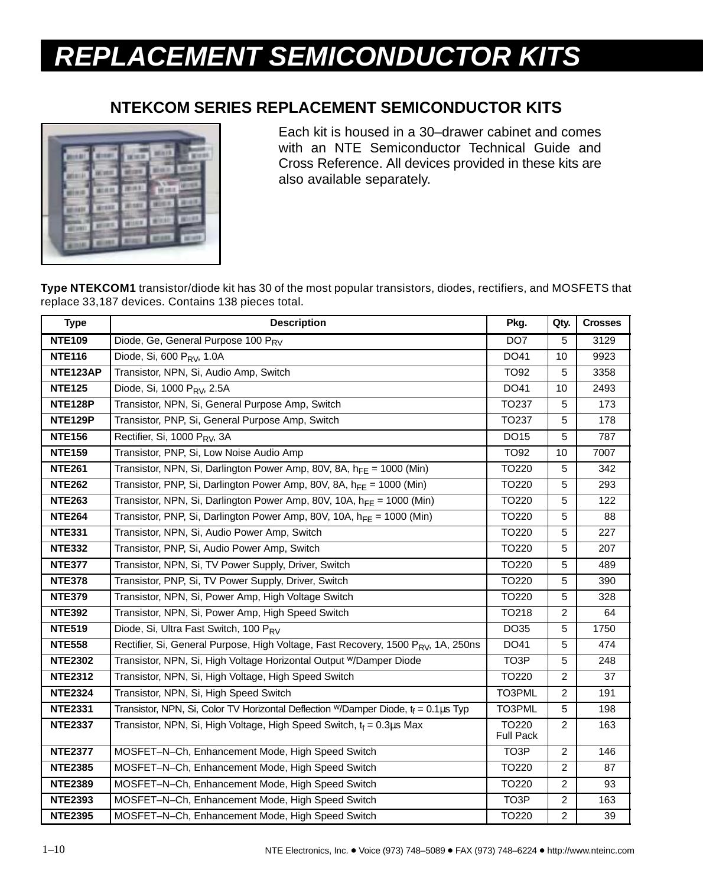# REPLACEMENT SEMICONDUCTOR KITS

## NTEKCOM SERIES REPLACEMENT SEMICONDUCTOR KITS

Each kit is housed in a 30–drawer cabinet and comes with an NTE Semiconductor Technical Guide and Cross Reference. All devices provided in these kits are also available separately.

**Type NTEKCOM1** transistor/diode kit has 30 of the most popular transistors, diodes, rectifiers, and MOSFETS that replace 33,187 devices. Contains 138 pieces total.

| Type | Description | Pkg. | Qty. | Crosses |
|---|---|---|---|---|
| **NTE109** | Diode, Ge, General Purpose 100 $P_{RV}$ | DO7 | 5 | 3129 |
| **NTE116** | Diode, Si, 600 $P_{RV}$, 1.0A | DO41 | 10 | 9923 |
| **NTE123AP** | Transistor, NPN, Si, Audio Amp, Switch | TO92 | 5 | 3358 |
| **NTE125** | Diode, Si, 1000 $P_{RV}$, 2.5A | DO41 | 10 | 2493 |
| **NTE128P** | Transistor, NPN, Si, General Purpose Amp, Switch | TO237 | 5 | 173 |
| **NTE129P** | Transistor, PNP, Si, General Purpose Amp, Switch | TO237 | 5 | 178 |
| **NTE156** | Rectifier, Si, 1000 $P_{RV}$, 3A | DO15 | 5 | 787 |
| **NTE159** | Transistor, PNP, Si, Low Noise Audio Amp | TO92 | 10 | 7007 |
| **NTE261** | Transistor, NPN, Si, Darlington Power Amp, 80V, 8A, $h_{FE}$ = 1000 (Min) | TO220 | 5 | 342 |
| **NTE262** | Transistor, PNP, Si, Darlington Power Amp, 80V, 8A, $h_{FE}$ = 1000 (Min) | TO220 | 5 | 293 |
| **NTE263** | Transistor, NPN, Si, Darlington Power Amp, 80V, 10A, $h_{FE}$ = 1000 (Min) | TO220 | 5 | 122 |
| **NTE264** | Transistor, PNP, Si, Darlington Power Amp, 80V, 10A, $h_{FE}$ = 1000 (Min) | TO220 | 5 | 88 |
| **NTE331** | Transistor, NPN, Si, Audio Power Amp, Switch | TO220 | 5 | 227 |
| **NTE332** | Transistor, PNP, Si, Audio Power Amp, Switch | TO220 | 5 | 207 |
| **NTE377** | Transistor, NPN, Si, TV Power Supply, Driver, Switch | TO220 | 5 | 489 |
| **NTE378** | Transistor, PNP, Si, TV Power Supply, Driver, Switch | TO220 | 5 | 390 |
| **NTE379** | Transistor, NPN, Si, Power Amp, High Voltage Switch | TO220 | 5 | 328 |
| **NTE392** | Transistor, NPN, Si, Power Amp, High Speed Switch | TO218 | 2 | 64 |
| **NTE519** | Diode, Si, Ultra Fast Switch, 100 $P_{RV}$ | DO35 | 5 | 1750 |
| **NTE558** | Rectifier, Si, General Purpose, High Voltage, Fast Recovery, 1500 $P_{RV}$, 1A, 250ns | DO41 | 5 | 474 |
| **NTE2302** | Transistor, NPN, Si, High Voltage Horizontal Output W/Damper Diode | TO3P | 5 | 248 |
| **NTE2312** | Transistor, NPN, Si, High Voltage, High Speed Switch | TO220 | 2 | 37 |
| **NTE2324** | Transistor, NPN, Si, High Speed Switch | TO3PML | 2 | 191 |
| **NTE2331** | Transistor, NPN, Si, Color TV Horizontal Deflection W/Damper Diode, $t_f$ = 0.1µs Typ | TO3PML | 5 | 198 |
| **NTE2337** | Transistor, NPN, Si, High Voltage, High Speed Switch, $t_f$ = 0.3µs Max | TO220 Full Pack | 2 | 163 |
| **NTE2377** | MOSFET–N–Ch, Enhancement Mode, High Speed Switch | TO3P | 2 | 146 |
| **NTE2385** | MOSFET–N–Ch, Enhancement Mode, High Speed Switch | TO220 | 2 | 87 |
| **NTE2389** | MOSFET–N–Ch, Enhancement Mode, High Speed Switch | TO220 | 2 | 93 |
| **NTE2393** | MOSFET–N–Ch, Enhancement Mode, High Speed Switch | TO3P | 2 | 163 |
| **NTE2395** | MOSFET–N–Ch, Enhancement Mode, High Speed Switch | TO220 | 2 | 39 |

NTE Electronics, Inc. ● Voice (973) 748–5089 ● FAX (973) 748–6224 ● http://www.nteinc.com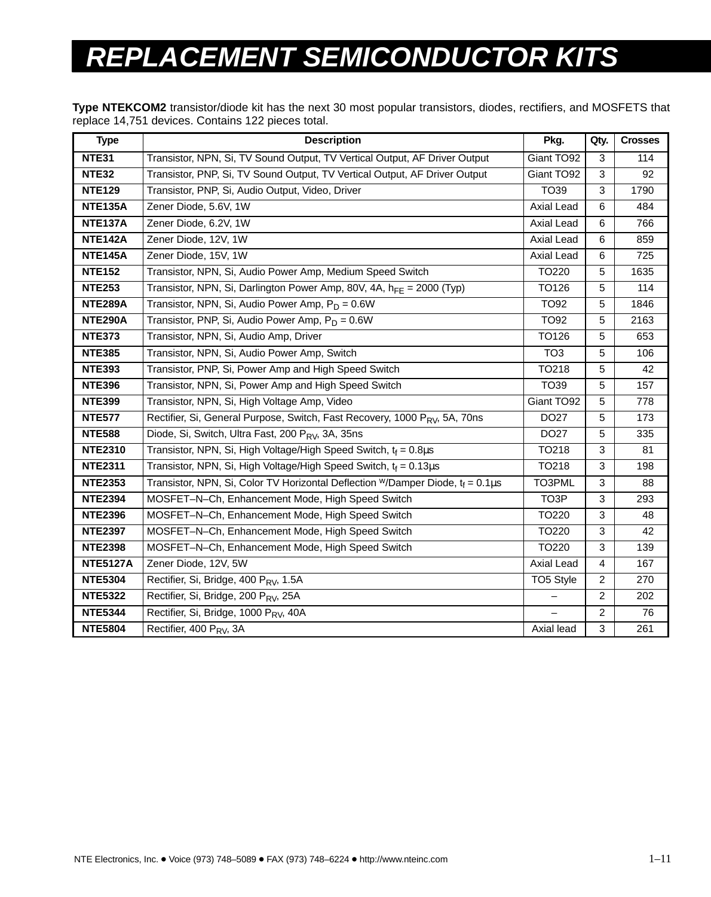# REPLACEMENT SEMICONDUCTOR KITS

**Type NTEKCOM2** transistor/diode kit has the next 30 most popular transistors, diodes, rectifiers, and MOSFETS that replace 14,751 devices. Contains 122 pieces total.

| Type | Description | Pkg. | Qty. | Crosses |
|---|---|---|---|---|
| **NTE31** | Transistor, NPN, Si, TV Sound Output, TV Vertical Output, AF Driver Output | Giant TO92 | 3 | 114 |
| **NTE32** | Transistor, PNP, Si, TV Sound Output, TV Vertical Output, AF Driver Output | Giant TO92 | 3 | 92 |
| **NTE129** | Transistor, PNP, Si, Audio Output, Video, Driver | TO39 | 3 | 1790 |
| **NTE135A** | Zener Diode, 5.6V, 1W | Axial Lead | 6 | 484 |
| **NTE137A** | Zener Diode, 6.2V, 1W | Axial Lead | 6 | 766 |
| **NTE142A** | Zener Diode, 12V, 1W | Axial Lead | 6 | 859 |
| **NTE145A** | Zener Diode, 15V, 1W | Axial Lead | 6 | 725 |
| **NTE152** | Transistor, NPN, Si, Audio Power Amp, Medium Speed Switch | TO220 | 5 | 1635 |
| **NTE253** | Transistor, NPN, Si, Darlington Power Amp, 80V, 4A, $h_{FE}$ = 2000 (Typ) | TO126 | 5 | 114 |
| **NTE289A** | Transistor, NPN, Si, Audio Power Amp, $P_D$ = 0.6W | TO92 | 5 | 1846 |
| **NTE290A** | Transistor, PNP, Si, Audio Power Amp, $P_D$ = 0.6W | TO92 | 5 | 2163 |
| **NTE373** | Transistor, NPN, Si, Audio Amp, Driver | TO126 | 5 | 653 |
| **NTE385** | Transistor, NPN, Si, Audio Power Amp, Switch | TO3 | 5 | 106 |
| **NTE393** | Transistor, PNP, Si, Power Amp and High Speed Switch | TO218 | 5 | 42 |
| **NTE396** | Transistor, NPN, Si, Power Amp and High Speed Switch | TO39 | 5 | 157 |
| **NTE399** | Transistor, NPN, Si, High Voltage Amp, Video | Giant TO92 | 5 | 778 |
| **NTE577** | Rectifier, Si, General Purpose, Switch, Fast Recovery, 1000 $P_{RV}$, 5A, 70ns | DO27 | 5 | 173 |
| **NTE588** | Diode, Si, Switch, Ultra Fast, 200 $P_{RV}$, 3A, 35ns | DO27 | 5 | 335 |
| **NTE2310** | Transistor, NPN, Si, High Voltage/High Speed Switch, $t_f$ = 0.8µs | TO218 | 3 | 81 |
| **NTE2311** | Transistor, NPN, Si, High Voltage/High Speed Switch, $t_f$ = 0.13µs | TO218 | 3 | 198 |
| **NTE2353** | Transistor, NPN, Si, Color TV Horizontal Deflection w/Damper Diode, $t_f$ = 0.1µs | TO3PML | 3 | 88 |
| **NTE2394** | MOSFET–N–Ch, Enhancement Mode, High Speed Switch | TO3P | 3 | 293 |
| **NTE2396** | MOSFET–N–Ch, Enhancement Mode, High Speed Switch | TO220 | 3 | 48 |
| **NTE2397** | MOSFET–N–Ch, Enhancement Mode, High Speed Switch | TO220 | 3 | 42 |
| **NTE2398** | MOSFET–N–Ch, Enhancement Mode, High Speed Switch | TO220 | 3 | 139 |
| **NTE5127A** | Zener Diode, 12V, 5W | Axial Lead | 4 | 167 |
| **NTE5304** | Rectifier, Si, Bridge, 400 $P_{RV}$, 1.5A | TO5 Style | 2 | 270 |
| **NTE5322** | Rectifier, Si, Bridge, 200 $P_{RV}$, 25A | – | 2 | 202 |
| **NTE5344** | Rectifier, Si, Bridge, 1000 $P_{RV}$, 40A | – | 2 | 76 |
| **NTE5804** | Rectifier, 400 $P_{RV}$, 3A | Axial lead | 3 | 261 |

NTE Electronics, Inc. ● Voice (973) 748–5089 ● FAX (973) 748–6224 ● http://www.nteinc.com